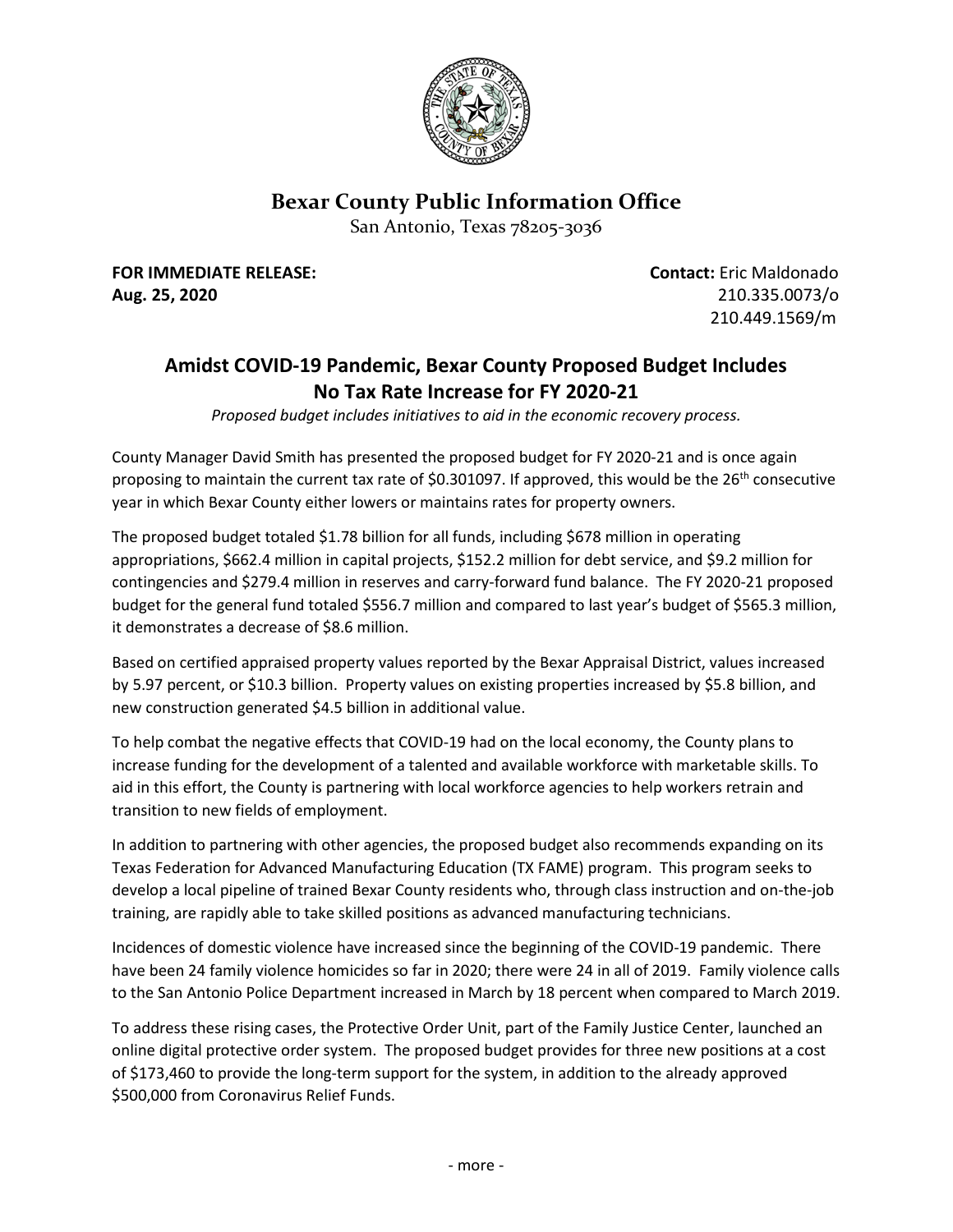# Bexar County Public Information Office

San Antonio, Texas 78205-3036

**FOR IMMEDIATE RELEASE:**
**Aug. 25, 2020**

**Contact:** Eric Maldonado
210.335.0073/o
210.449.1569/m

## Amidst COVID-19 Pandemic, Bexar County Proposed Budget Includes No Tax Rate Increase for FY 2020-21

*Proposed budget includes initiatives to aid in the economic recovery process.*

County Manager David Smith has presented the proposed budget for FY 2020-21 and is once again proposing to maintain the current tax rate of $0.301097. If approved, this would be the 26th consecutive year in which Bexar County either lowers or maintains rates for property owners.

The proposed budget totaled $1.78 billion for all funds, including $678 million in operating appropriations, $662.4 million in capital projects, $152.2 million for debt service, and $9.2 million for contingencies and $279.4 million in reserves and carry-forward fund balance. The FY 2020-21 proposed budget for the general fund totaled $556.7 million and compared to last year's budget of $565.3 million, it demonstrates a decrease of $8.6 million.

Based on certified appraised property values reported by the Bexar Appraisal District, values increased by 5.97 percent, or $10.3 billion. Property values on existing properties increased by $5.8 billion, and new construction generated $4.5 billion in additional value.

To help combat the negative effects that COVID-19 had on the local economy, the County plans to increase funding for the development of a talented and available workforce with marketable skills. To aid in this effort, the County is partnering with local workforce agencies to help workers retrain and transition to new fields of employment.

In addition to partnering with other agencies, the proposed budget also recommends expanding on its Texas Federation for Advanced Manufacturing Education (TX FAME) program. This program seeks to develop a local pipeline of trained Bexar County residents who, through class instruction and on-the-job training, are rapidly able to take skilled positions as advanced manufacturing technicians.

Incidences of domestic violence have increased since the beginning of the COVID-19 pandemic. There have been 24 family violence homicides so far in 2020; there were 24 in all of 2019. Family violence calls to the San Antonio Police Department increased in March by 18 percent when compared to March 2019.

To address these rising cases, the Protective Order Unit, part of the Family Justice Center, launched an online digital protective order system. The proposed budget provides for three new positions at a cost of $173,460 to provide the long-term support for the system, in addition to the already approved $500,000 from Coronavirus Relief Funds.

- more -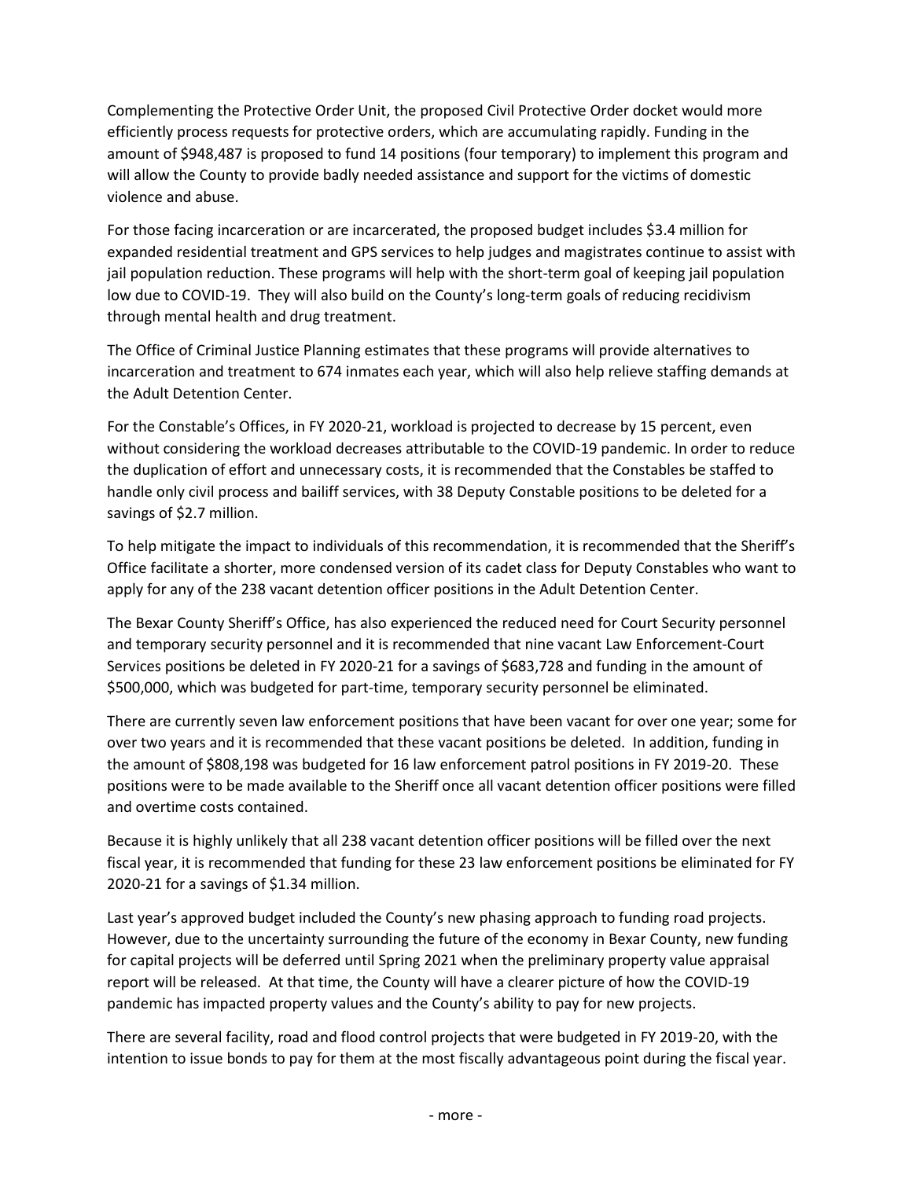Complementing the Protective Order Unit, the proposed Civil Protective Order docket would more efficiently process requests for protective orders, which are accumulating rapidly. Funding in the amount of $948,487 is proposed to fund 14 positions (four temporary) to implement this program and will allow the County to provide badly needed assistance and support for the victims of domestic violence and abuse.

For those facing incarceration or are incarcerated, the proposed budget includes $3.4 million for expanded residential treatment and GPS services to help judges and magistrates continue to assist with jail population reduction. These programs will help with the short-term goal of keeping jail population low due to COVID-19. They will also build on the County's long-term goals of reducing recidivism through mental health and drug treatment.

The Office of Criminal Justice Planning estimates that these programs will provide alternatives to incarceration and treatment to 674 inmates each year, which will also help relieve staffing demands at the Adult Detention Center.

For the Constable's Offices, in FY 2020-21, workload is projected to decrease by 15 percent, even without considering the workload decreases attributable to the COVID-19 pandemic. In order to reduce the duplication of effort and unnecessary costs, it is recommended that the Constables be staffed to handle only civil process and bailiff services, with 38 Deputy Constable positions to be deleted for a savings of $2.7 million.

To help mitigate the impact to individuals of this recommendation, it is recommended that the Sheriff's Office facilitate a shorter, more condensed version of its cadet class for Deputy Constables who want to apply for any of the 238 vacant detention officer positions in the Adult Detention Center.

The Bexar County Sheriff's Office, has also experienced the reduced need for Court Security personnel and temporary security personnel and it is recommended that nine vacant Law Enforcement-Court Services positions be deleted in FY 2020-21 for a savings of $683,728 and funding in the amount of $500,000, which was budgeted for part-time, temporary security personnel be eliminated.

There are currently seven law enforcement positions that have been vacant for over one year; some for over two years and it is recommended that these vacant positions be deleted. In addition, funding in the amount of $808,198 was budgeted for 16 law enforcement patrol positions in FY 2019-20. These positions were to be made available to the Sheriff once all vacant detention officer positions were filled and overtime costs contained.

Because it is highly unlikely that all 238 vacant detention officer positions will be filled over the next fiscal year, it is recommended that funding for these 23 law enforcement positions be eliminated for FY 2020-21 for a savings of $1.34 million.

Last year's approved budget included the County's new phasing approach to funding road projects. However, due to the uncertainty surrounding the future of the economy in Bexar County, new funding for capital projects will be deferred until Spring 2021 when the preliminary property value appraisal report will be released. At that time, the County will have a clearer picture of how the COVID-19 pandemic has impacted property values and the County's ability to pay for new projects.

There are several facility, road and flood control projects that were budgeted in FY 2019-20, with the intention to issue bonds to pay for them at the most fiscally advantageous point during the fiscal year.

- more -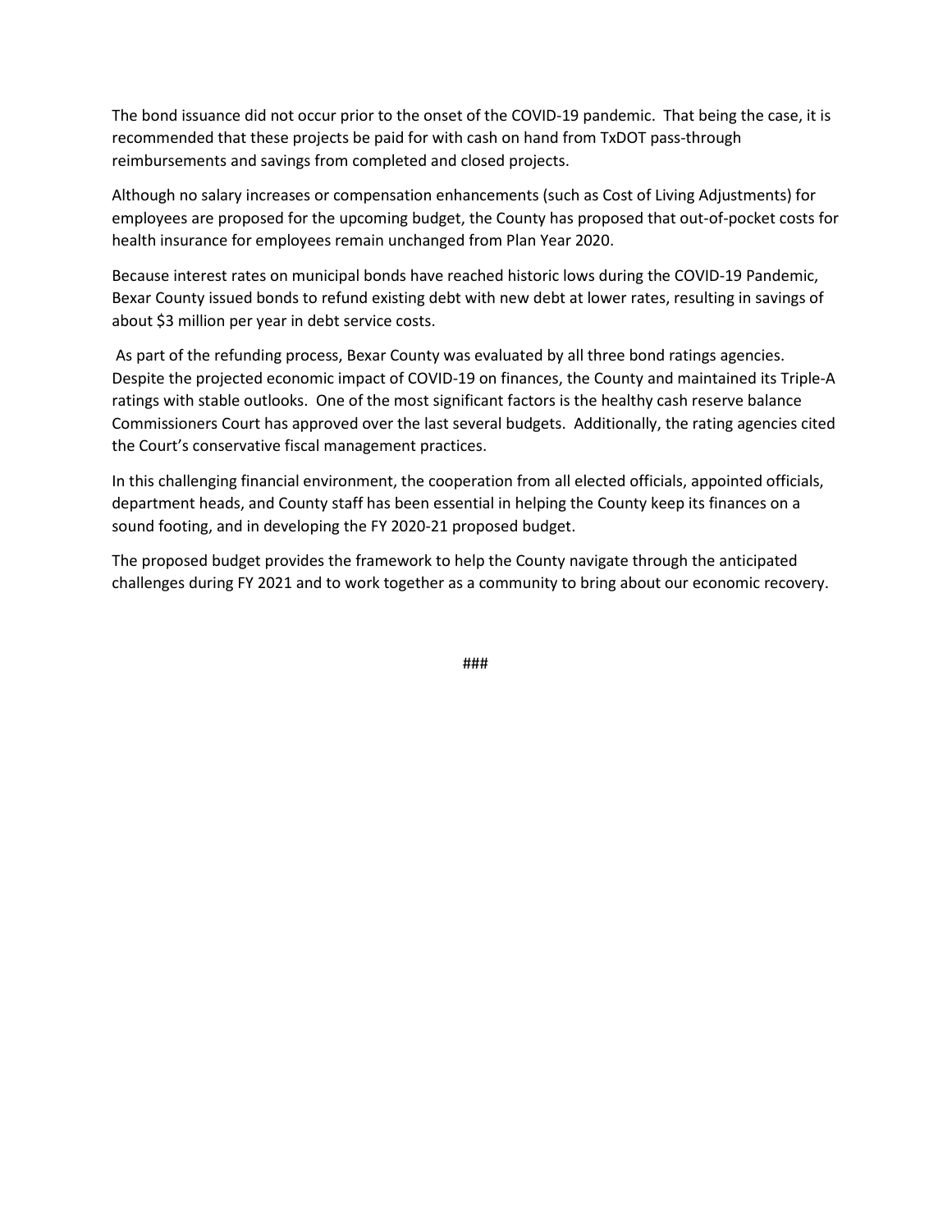The bond issuance did not occur prior to the onset of the COVID-19 pandemic. That being the case, it is recommended that these projects be paid for with cash on hand from TxDOT pass-through reimbursements and savings from completed and closed projects.

Although no salary increases or compensation enhancements (such as Cost of Living Adjustments) for employees are proposed for the upcoming budget, the County has proposed that out-of-pocket costs for health insurance for employees remain unchanged from Plan Year 2020.

Because interest rates on municipal bonds have reached historic lows during the COVID-19 Pandemic, Bexar County issued bonds to refund existing debt with new debt at lower rates, resulting in savings of about $3 million per year in debt service costs.

As part of the refunding process, Bexar County was evaluated by all three bond ratings agencies. Despite the projected economic impact of COVID-19 on finances, the County and maintained its Triple-A ratings with stable outlooks. One of the most significant factors is the healthy cash reserve balance Commissioners Court has approved over the last several budgets. Additionally, the rating agencies cited the Court's conservative fiscal management practices.

In this challenging financial environment, the cooperation from all elected officials, appointed officials, department heads, and County staff has been essential in helping the County keep its finances on a sound footing, and in developing the FY 2020-21 proposed budget.

The proposed budget provides the framework to help the County navigate through the anticipated challenges during FY 2021 and to work together as a community to bring about our economic recovery.

###